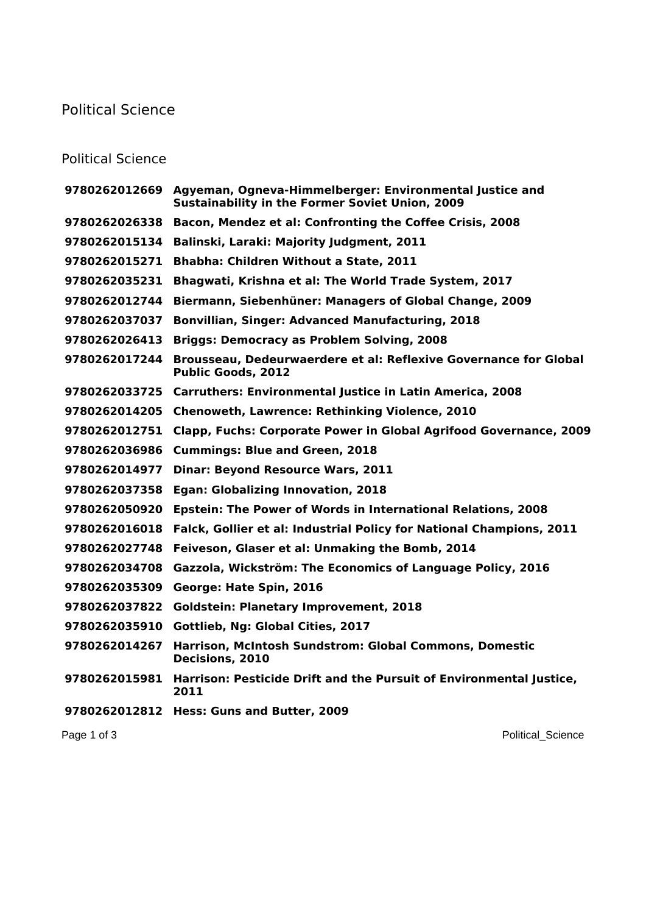# Political Science

## Political Science

| | |
|---|---|
| **9780262012669** | **Agyeman, Ogneva-Himmelberger: Environmental Justice and Sustainability in the Former Soviet Union, 2009** |
| **9780262026338** | **Bacon, Mendez et al: Confronting the Coffee Crisis, 2008** |
| **9780262015134** | **Balinski, Laraki: Majority Judgment, 2011** |
| **9780262015271** | **Bhabha: Children Without a State, 2011** |
| **9780262035231** | **Bhagwati, Krishna et al: The World Trade System, 2017** |
| **9780262012744** | **Biermann, Siebenhüner: Managers of Global Change, 2009** |
| **9780262037037** | **Bonvillian, Singer: Advanced Manufacturing, 2018** |
| **9780262026413** | **Briggs: Democracy as Problem Solving, 2008** |
| **9780262017244** | **Brousseau, Dedeurwaerdere et al: Reflexive Governance for Global Public Goods, 2012** |
| **9780262033725** | **Carruthers: Environmental Justice in Latin America, 2008** |
| **9780262014205** | **Chenoweth, Lawrence: Rethinking Violence, 2010** |
| **9780262012751** | **Clapp, Fuchs: Corporate Power in Global Agrifood Governance, 2009** |
| **9780262036986** | **Cummings: Blue and Green, 2018** |
| **9780262014977** | **Dinar: Beyond Resource Wars, 2011** |
| **9780262037358** | **Egan: Globalizing Innovation, 2018** |
| **9780262050920** | **Epstein: The Power of Words in International Relations, 2008** |
| **9780262016018** | **Falck, Gollier et al: Industrial Policy for National Champions, 2011** |
| **9780262027748** | **Feiveson, Glaser et al: Unmaking the Bomb, 2014** |
| **9780262034708** | **Gazzola, Wickström: The Economics of Language Policy, 2016** |
| **9780262035309** | **George: Hate Spin, 2016** |
| **9780262037822** | **Goldstein: Planetary Improvement, 2018** |
| **9780262035910** | **Gottlieb, Ng: Global Cities, 2017** |
| **9780262014267** | **Harrison, McIntosh Sundstrom: Global Commons, Domestic Decisions, 2010** |
| **9780262015981** | **Harrison: Pesticide Drift and the Pursuit of Environmental Justice, 2011** |
| **9780262012812** | **Hess: Guns and Butter, 2009** |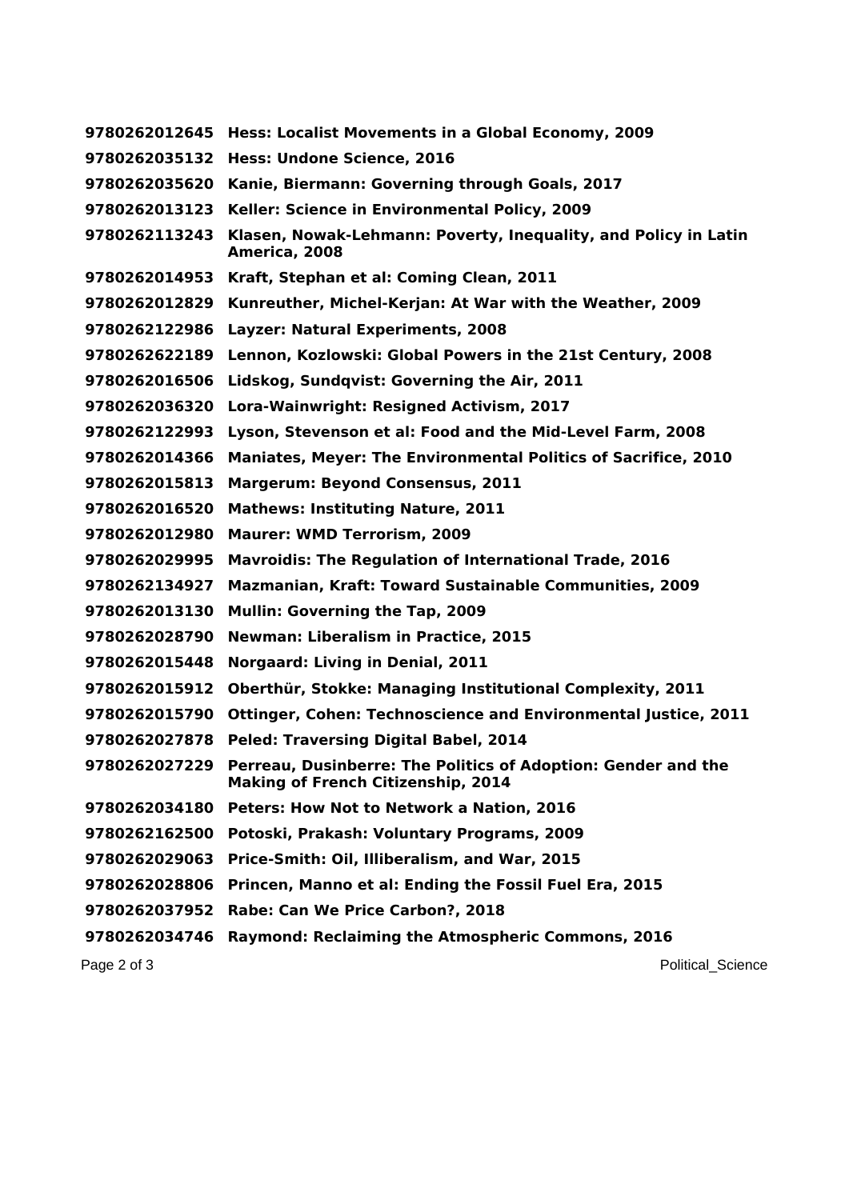**9780262012645 Hess: Localist Movements in a Global Economy, 2009**

**9780262035132 Hess: Undone Science, 2016**

**9780262035620 Kanie, Biermann: Governing through Goals, 2017**

**9780262013123 Keller: Science in Environmental Policy, 2009**

**9780262113243 Klasen, Nowak-Lehmann: Poverty, Inequality, and Policy in Latin America, 2008**

**9780262014953 Kraft, Stephan et al: Coming Clean, 2011**

**9780262012829 Kunreuther, Michel-Kerjan: At War with the Weather, 2009**

**9780262122986 Layzer: Natural Experiments, 2008**

**9780262622189 Lennon, Kozlowski: Global Powers in the 21st Century, 2008**

**9780262016506 Lidskog, Sundqvist: Governing the Air, 2011**

**9780262036320 Lora-Wainwright: Resigned Activism, 2017**

**9780262122993 Lyson, Stevenson et al: Food and the Mid-Level Farm, 2008**

**9780262014366 Maniates, Meyer: The Environmental Politics of Sacrifice, 2010**

**9780262015813 Margerum: Beyond Consensus, 2011**

**9780262016520 Mathews: Instituting Nature, 2011**

**9780262012980 Maurer: WMD Terrorism, 2009**

**9780262029995 Mavroidis: The Regulation of International Trade, 2016**

**9780262134927 Mazmanian, Kraft: Toward Sustainable Communities, 2009**

**9780262013130 Mullin: Governing the Tap, 2009**

**9780262028790 Newman: Liberalism in Practice, 2015**

**9780262015448 Norgaard: Living in Denial, 2011**

**9780262015912 Oberthür, Stokke: Managing Institutional Complexity, 2011**

**9780262015790 Ottinger, Cohen: Technoscience and Environmental Justice, 2011**

**9780262027878 Peled: Traversing Digital Babel, 2014**

**9780262027229 Perreau, Dusinberre: The Politics of Adoption: Gender and the Making of French Citizenship, 2014**

**9780262034180 Peters: How Not to Network a Nation, 2016**

**9780262162500 Potoski, Prakash: Voluntary Programs, 2009**

**9780262029063 Price-Smith: Oil, Illiberalism, and War, 2015**

**9780262028806 Princen, Manno et al: Ending the Fossil Fuel Era, 2015**

**9780262037952 Rabe: Can We Price Carbon?, 2018**

**9780262034746 Raymond: Reclaiming the Atmospheric Commons, 2016**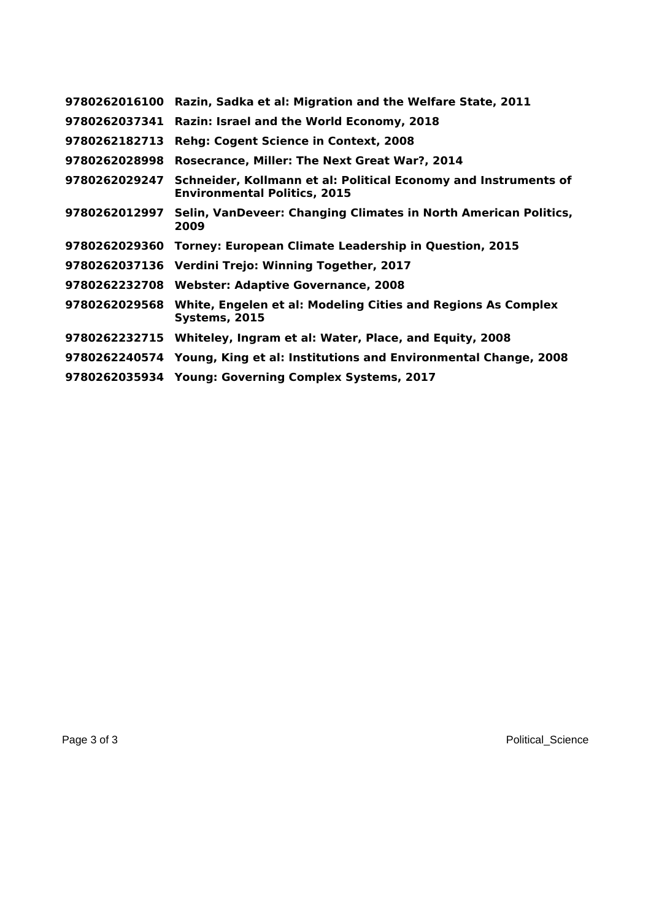| | |
|---|---|
| **9780262016100** | **Razin, Sadka et al: Migration and the Welfare State, 2011** |
| **9780262037341** | **Razin: Israel and the World Economy, 2018** |
| **9780262182713** | **Rehg: Cogent Science in Context, 2008** |
| **9780262028998** | **Rosecrance, Miller: The Next Great War?, 2014** |
| **9780262029247** | **Schneider, Kollmann et al: Political Economy and Instruments of Environmental Politics, 2015** |
| **9780262012997** | **Selin, VanDeveer: Changing Climates in North American Politics, 2009** |
| **9780262029360** | **Torney: European Climate Leadership in Question, 2015** |
| **9780262037136** | **Verdini Trejo: Winning Together, 2017** |
| **9780262232708** | **Webster: Adaptive Governance, 2008** |
| **9780262029568** | **White, Engelen et al: Modeling Cities and Regions As Complex Systems, 2015** |
| **9780262232715** | **Whiteley, Ingram et al: Water, Place, and Equity, 2008** |
| **9780262240574** | **Young, King et al: Institutions and Environmental Change, 2008** |
| **9780262035934** | **Young: Governing Complex Systems, 2017** |